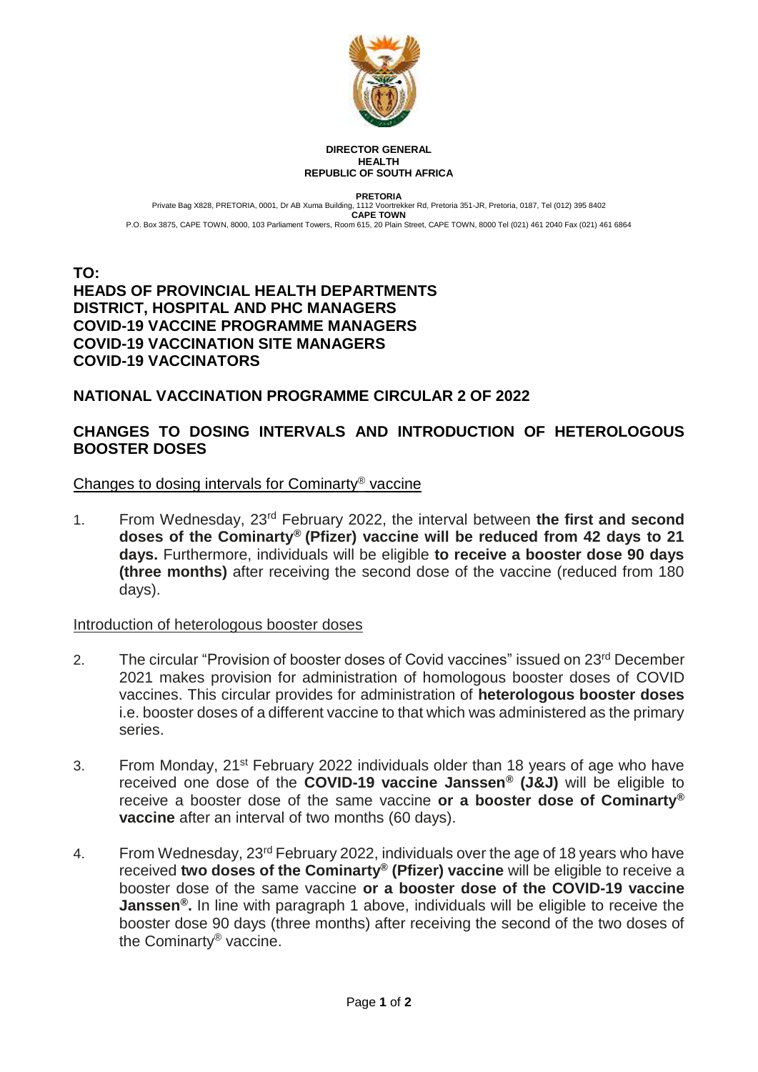**DIRECTOR GENERAL**
**HEALTH**
**REPUBLIC OF SOUTH AFRICA**

**PRETORIA**
Private Bag X828, PRETORIA, 0001, Dr AB Xuma Building, 1112 Voortrekker Rd, Pretoria 351-JR, Pretoria, 0187, Tel (012) 395 8402
**CAPE TOWN**
P.O. Box 3875, CAPE TOWN, 8000, 103 Parliament Towers, Room 615, 20 Plain Street, CAPE TOWN, 8000 Tel (021) 461 2040 Fax (021) 461 6864

**TO:**
**HEADS OF PROVINCIAL HEALTH DEPARTMENTS**
**DISTRICT, HOSPITAL AND PHC MANAGERS**
**COVID-19 VACCINE PROGRAMME MANAGERS**
**COVID-19 VACCINATION SITE MANAGERS**
**COVID-19 VACCINATORS**

## NATIONAL VACCINATION PROGRAMME CIRCULAR 2 OF 2022

## CHANGES TO DOSING INTERVALS AND INTRODUCTION OF HETEROLOGOUS BOOSTER DOSES

<u>Changes to dosing intervals for Cominarty® vaccine</u>

1. From Wednesday, 23rd February 2022, the interval between **the first and second doses of the Cominarty® (Pfizer) vaccine will be reduced from 42 days to 21 days.** Furthermore, individuals will be eligible **to receive a booster dose 90 days (three months)** after receiving the second dose of the vaccine (reduced from 180 days).

<u>Introduction of heterologous booster doses</u>

2. The circular "Provision of booster doses of Covid vaccines" issued on 23rd December 2021 makes provision for administration of homologous booster doses of COVID vaccines. This circular provides for administration of **heterologous booster doses** i.e. booster doses of a different vaccine to that which was administered as the primary series.

3. From Monday, 21st February 2022 individuals older than 18 years of age who have received one dose of the **COVID-19 vaccine Janssen® (J&J)** will be eligible to receive a booster dose of the same vaccine **or a booster dose of Cominarty® vaccine** after an interval of two months (60 days).

4. From Wednesday, 23rd February 2022, individuals over the age of 18 years who have received **two doses of the Cominarty® (Pfizer) vaccine** will be eligible to receive a booster dose of the same vaccine **or a booster dose of the COVID-19 vaccine Janssen®.** In line with paragraph 1 above, individuals will be eligible to receive the booster dose 90 days (three months) after receiving the second of the two doses of the Cominarty® vaccine.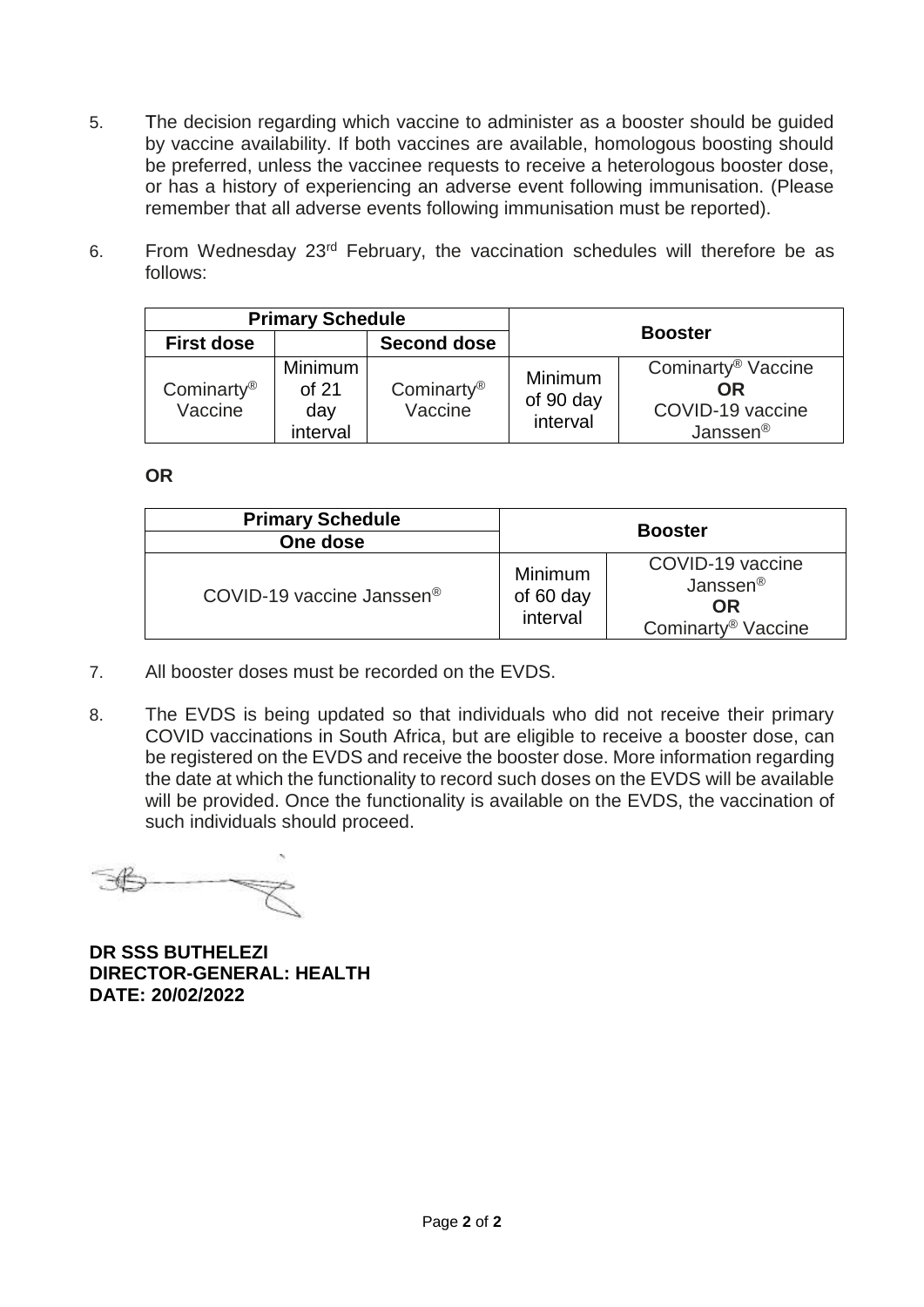5. The decision regarding which vaccine to administer as a booster should be guided by vaccine availability. If both vaccines are available, homologous boosting should be preferred, unless the vaccinee requests to receive a heterologous booster dose, or has a history of experiencing an adverse event following immunisation. (Please remember that all adverse events following immunisation must be reported).

6. From Wednesday 23rd February, the vaccination schedules will therefore be as follows:

| **Primary Schedule** | | | **Booster** | |
|---|---|---|---|---|
| **First dose** | | **Second dose** | | |
| Comirnaty® Vaccine | Minimum of 21 day interval | Comirnaty® Vaccine | Minimum of 90 day interval | Comirnaty® Vaccine **OR** COVID-19 vaccine Janssen® |

**OR**

| **Primary Schedule** | **Booster** | |
|---|---|---|
| **One dose** | | |
| COVID-19 vaccine Janssen® | Minimum of 60 day interval | COVID-19 vaccine Janssen® **OR** Comirnaty® Vaccine |

7. All booster doses must be recorded on the EVDS.

8. The EVDS is being updated so that individuals who did not receive their primary COVID vaccinations in South Africa, but are eligible to receive a booster dose, can be registered on the EVDS and receive the booster dose. More information regarding the date at which the functionality to record such doses on the EVDS will be available will be provided. Once the functionality is available on the EVDS, the vaccination of such individuals should proceed.

**DR SSS BUTHELEZI**
**DIRECTOR-GENERAL: HEALTH**
**DATE: 20/02/2022**